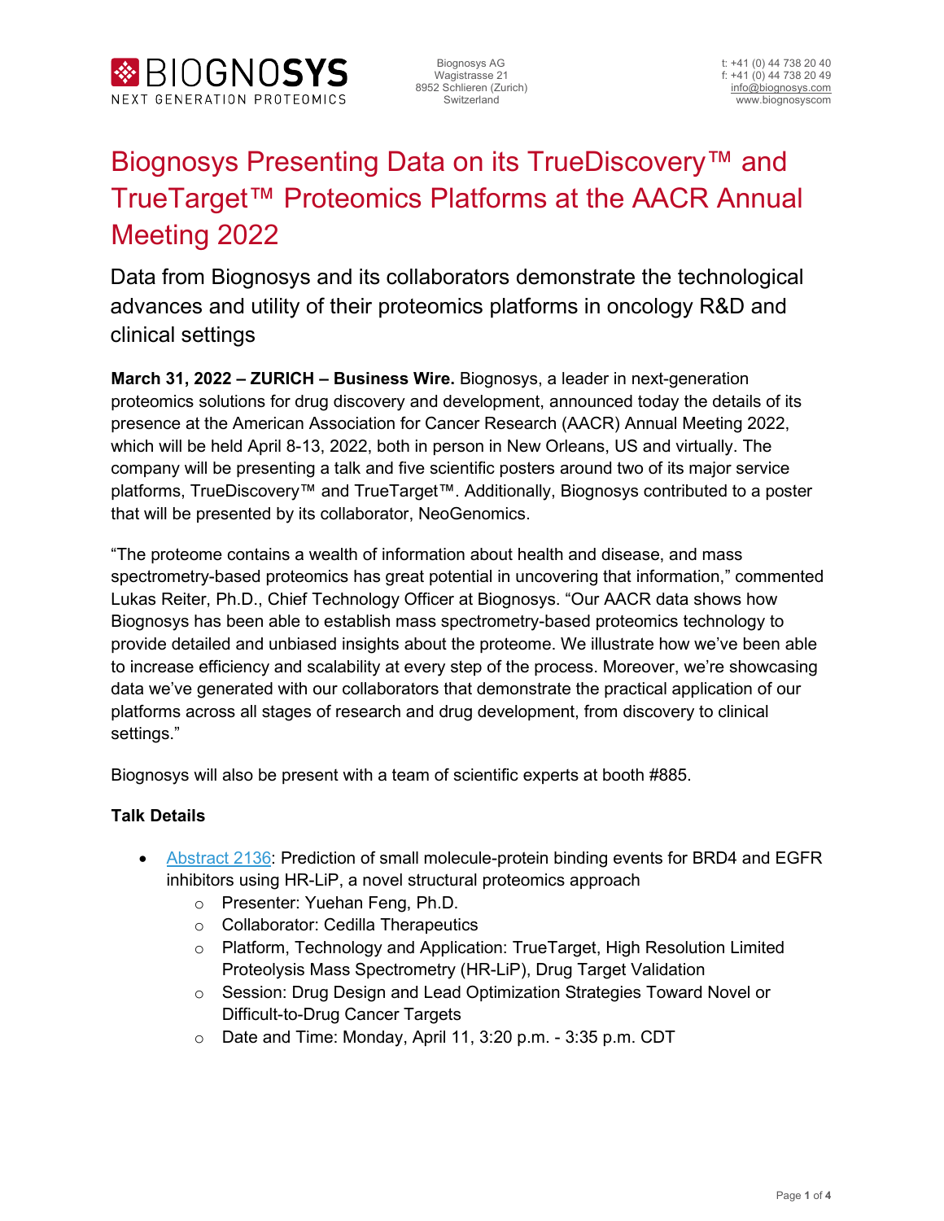BIOGNOSYS
NEXT GENERATION PROTEOMICS

Biognosys AG
Wagistrasse 21
8952 Schlieren (Zurich)
Switzerland

t: +41 (0) 44 738 20 40
f: +41 (0) 44 738 20 49
info@biognosys.com
www.biognosyscom

# Biognosys Presenting Data on its TrueDiscovery™ and TrueTarget™ Proteomics Platforms at the AACR Annual Meeting 2022

## Data from Biognosys and its collaborators demonstrate the technological advances and utility of their proteomics platforms in oncology R&D and clinical settings

**March 31, 2022 – ZURICH – Business Wire.** Biognosys, a leader in next-generation proteomics solutions for drug discovery and development, announced today the details of its presence at the American Association for Cancer Research (AACR) Annual Meeting 2022, which will be held April 8-13, 2022, both in person in New Orleans, US and virtually. The company will be presenting a talk and five scientific posters around two of its major service platforms, TrueDiscovery™ and TrueTarget™. Additionally, Biognosys contributed to a poster that will be presented by its collaborator, NeoGenomics.

"The proteome contains a wealth of information about health and disease, and mass spectrometry-based proteomics has great potential in uncovering that information," commented Lukas Reiter, Ph.D., Chief Technology Officer at Biognosys. "Our AACR data shows how Biognosys has been able to establish mass spectrometry-based proteomics technology to provide detailed and unbiased insights about the proteome. We illustrate how we've been able to increase efficiency and scalability at every step of the process. Moreover, we're showcasing data we've generated with our collaborators that demonstrate the practical application of our platforms across all stages of research and drug development, from discovery to clinical settings."

Biognosys will also be present with a team of scientific experts at booth #885.

**Talk Details**

- Abstract 2136: Prediction of small molecule-protein binding events for BRD4 and EGFR inhibitors using HR-LiP, a novel structural proteomics approach
  - Presenter: Yuehan Feng, Ph.D.
  - Collaborator: Cedilla Therapeutics
  - Platform, Technology and Application: TrueTarget, High Resolution Limited Proteolysis Mass Spectrometry (HR-LiP), Drug Target Validation
  - Session: Drug Design and Lead Optimization Strategies Toward Novel or Difficult-to-Drug Cancer Targets
  - Date and Time: Monday, April 11, 3:20 p.m. - 3:35 p.m. CDT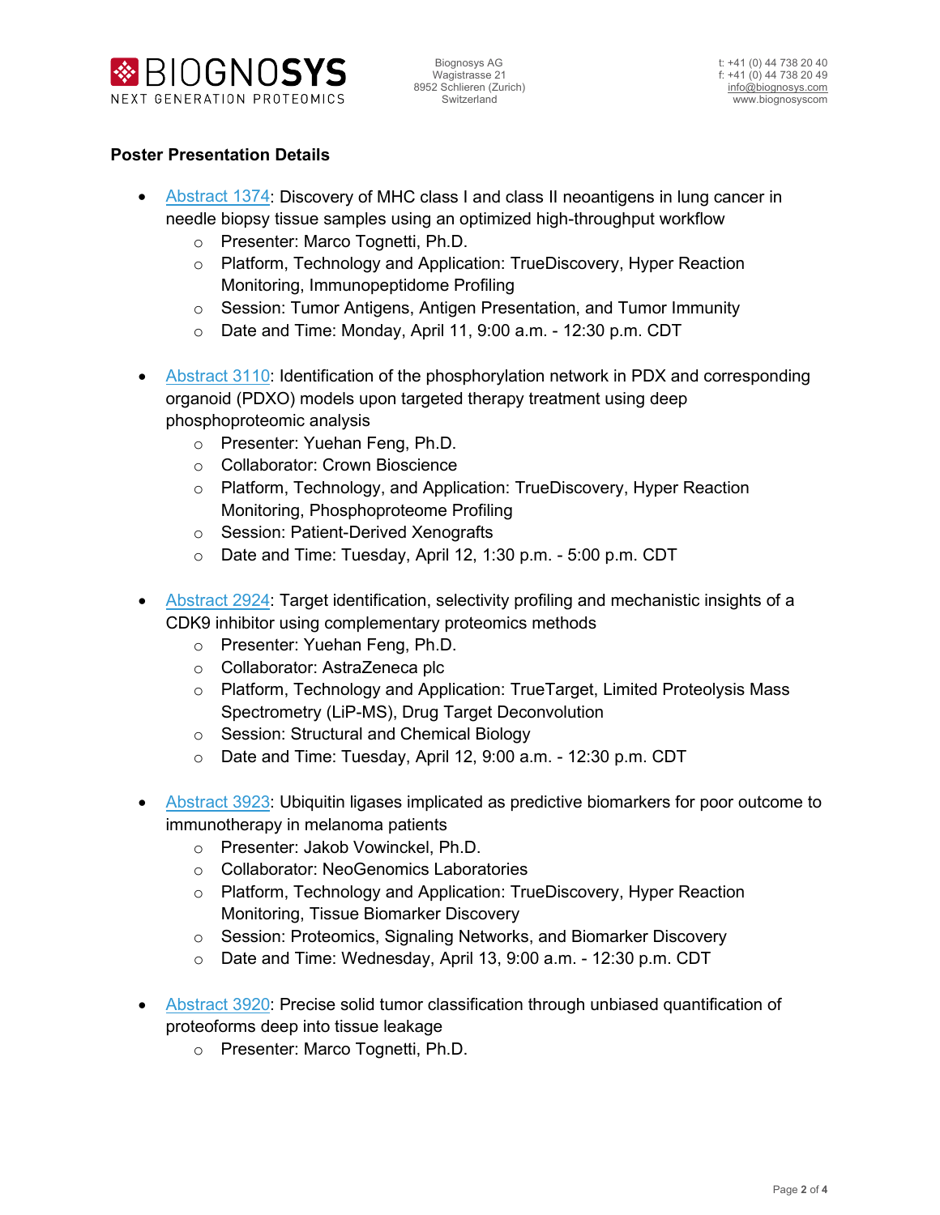**Poster Presentation Details**

- [Abstract 1374](): Discovery of MHC class I and class II neoantigens in lung cancer in needle biopsy tissue samples using an optimized high-throughput workflow
    - Presenter: Marco Tognetti, Ph.D.
    - Platform, Technology and Application: TrueDiscovery, Hyper Reaction Monitoring, Immunopeptidome Profiling
    - Session: Tumor Antigens, Antigen Presentation, and Tumor Immunity
    - Date and Time: Monday, April 11, 9:00 a.m. - 12:30 p.m. CDT

- [Abstract 3110](): Identification of the phosphorylation network in PDX and corresponding organoid (PDXO) models upon targeted therapy treatment using deep phosphoproteomic analysis
    - Presenter: Yuehan Feng, Ph.D.
    - Collaborator: Crown Bioscience
    - Platform, Technology, and Application: TrueDiscovery, Hyper Reaction Monitoring, Phosphoproteome Profiling
    - Session: Patient-Derived Xenografts
    - Date and Time: Tuesday, April 12, 1:30 p.m. - 5:00 p.m. CDT

- [Abstract 2924](): Target identification, selectivity profiling and mechanistic insights of a CDK9 inhibitor using complementary proteomics methods
    - Presenter: Yuehan Feng, Ph.D.
    - Collaborator: AstraZeneca plc
    - Platform, Technology and Application: TrueTarget, Limited Proteolysis Mass Spectrometry (LiP-MS), Drug Target Deconvolution
    - Session: Structural and Chemical Biology
    - Date and Time: Tuesday, April 12, 9:00 a.m. - 12:30 p.m. CDT

- [Abstract 3923](): Ubiquitin ligases implicated as predictive biomarkers for poor outcome to immunotherapy in melanoma patients
    - Presenter: Jakob Vowinckel, Ph.D.
    - Collaborator: NeoGenomics Laboratories
    - Platform, Technology and Application: TrueDiscovery, Hyper Reaction Monitoring, Tissue Biomarker Discovery
    - Session: Proteomics, Signaling Networks, and Biomarker Discovery
    - Date and Time: Wednesday, April 13, 9:00 a.m. - 12:30 p.m. CDT

- [Abstract 3920](): Precise solid tumor classification through unbiased quantification of proteoforms deep into tissue leakage
    - Presenter: Marco Tognetti, Ph.D.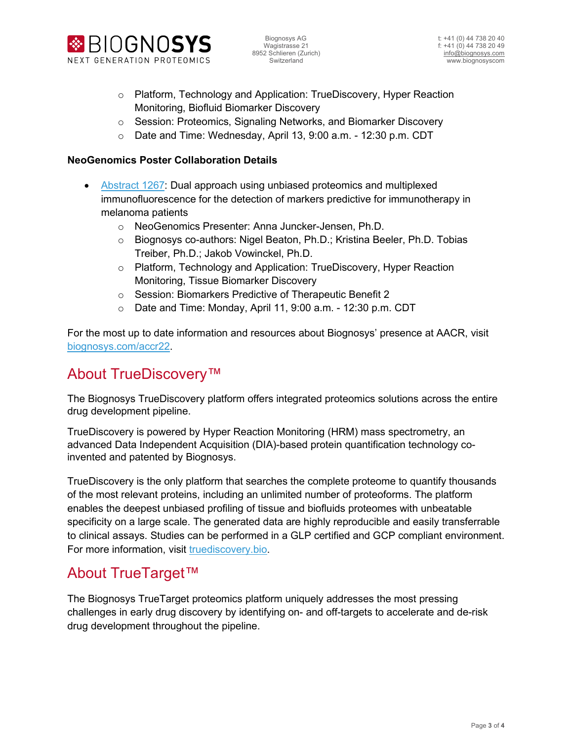- Platform, Technology and Application: TrueDiscovery, Hyper Reaction Monitoring, Biofluid Biomarker Discovery
- Session: Proteomics, Signaling Networks, and Biomarker Discovery
- Date and Time: Wednesday, April 13, 9:00 a.m. - 12:30 p.m. CDT

**NeoGenomics Poster Collaboration Details**

- Abstract 1267: Dual approach using unbiased proteomics and multiplexed immunofluorescence for the detection of markers predictive for immunotherapy in melanoma patients
    - NeoGenomics Presenter: Anna Juncker-Jensen, Ph.D.
    - Biognosys co-authors: Nigel Beaton, Ph.D.; Kristina Beeler, Ph.D. Tobias Treiber, Ph.D.; Jakob Vowinckel, Ph.D.
    - Platform, Technology and Application: TrueDiscovery, Hyper Reaction Monitoring, Tissue Biomarker Discovery
    - Session: Biomarkers Predictive of Therapeutic Benefit 2
    - Date and Time: Monday, April 11, 9:00 a.m. - 12:30 p.m. CDT

For the most up to date information and resources about Biognosys' presence at AACR, visit biognosys.com/accr22.

## About TrueDiscovery™

The Biognosys TrueDiscovery platform offers integrated proteomics solutions across the entire drug development pipeline.

TrueDiscovery is powered by Hyper Reaction Monitoring (HRM) mass spectrometry, an advanced Data Independent Acquisition (DIA)-based protein quantification technology co-invented and patented by Biognosys.

TrueDiscovery is the only platform that searches the complete proteome to quantify thousands of the most relevant proteins, including an unlimited number of proteoforms. The platform enables the deepest unbiased profiling of tissue and biofluids proteomes with unbeatable specificity on a large scale. The generated data are highly reproducible and easily transferrable to clinical assays. Studies can be performed in a GLP certified and GCP compliant environment. For more information, visit truediscovery.bio.

## About TrueTarget™

The Biognosys TrueTarget proteomics platform uniquely addresses the most pressing challenges in early drug discovery by identifying on- and off-targets to accelerate and de-risk drug development throughout the pipeline.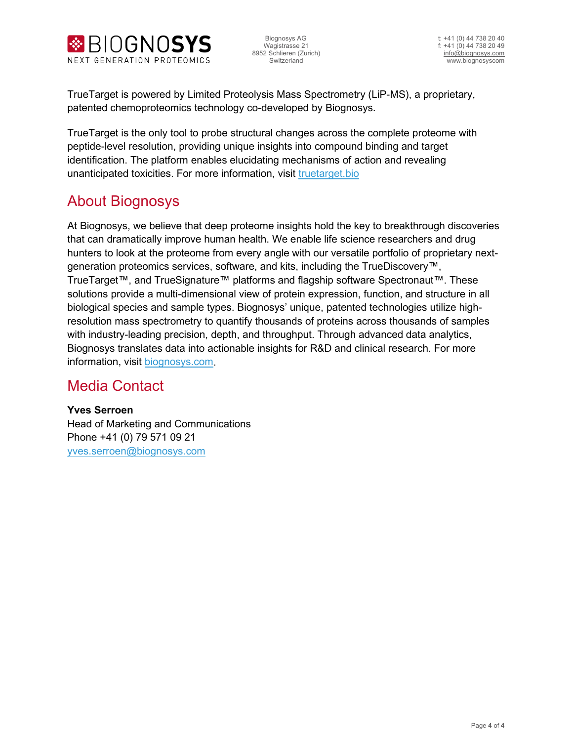TrueTarget is powered by Limited Proteolysis Mass Spectrometry (LiP-MS), a proprietary, patented chemoproteomics technology co-developed by Biognosys.

TrueTarget is the only tool to probe structural changes across the complete proteome with peptide-level resolution, providing unique insights into compound binding and target identification. The platform enables elucidating mechanisms of action and revealing unanticipated toxicities. For more information, visit [truetarget.bio](truetarget.bio)

## About Biognosys

At Biognosys, we believe that deep proteome insights hold the key to breakthrough discoveries that can dramatically improve human health. We enable life science researchers and drug hunters to look at the proteome from every angle with our versatile portfolio of proprietary next-generation proteomics services, software, and kits, including the TrueDiscovery™, TrueTarget™, and TrueSignature™ platforms and flagship software Spectronaut™. These solutions provide a multi-dimensional view of protein expression, function, and structure in all biological species and sample types. Biognosys' unique, patented technologies utilize high-resolution mass spectrometry to quantify thousands of proteins across thousands of samples with industry-leading precision, depth, and throughput. Through advanced data analytics, Biognosys translates data into actionable insights for R&D and clinical research. For more information, visit [biognosys.com](biognosys.com).

## Media Contact

**Yves Serroen**
Head of Marketing and Communications
Phone +41 (0) 79 571 09 21
[yves.serroen@biognosys.com](mailto:yves.serroen@biognosys.com)